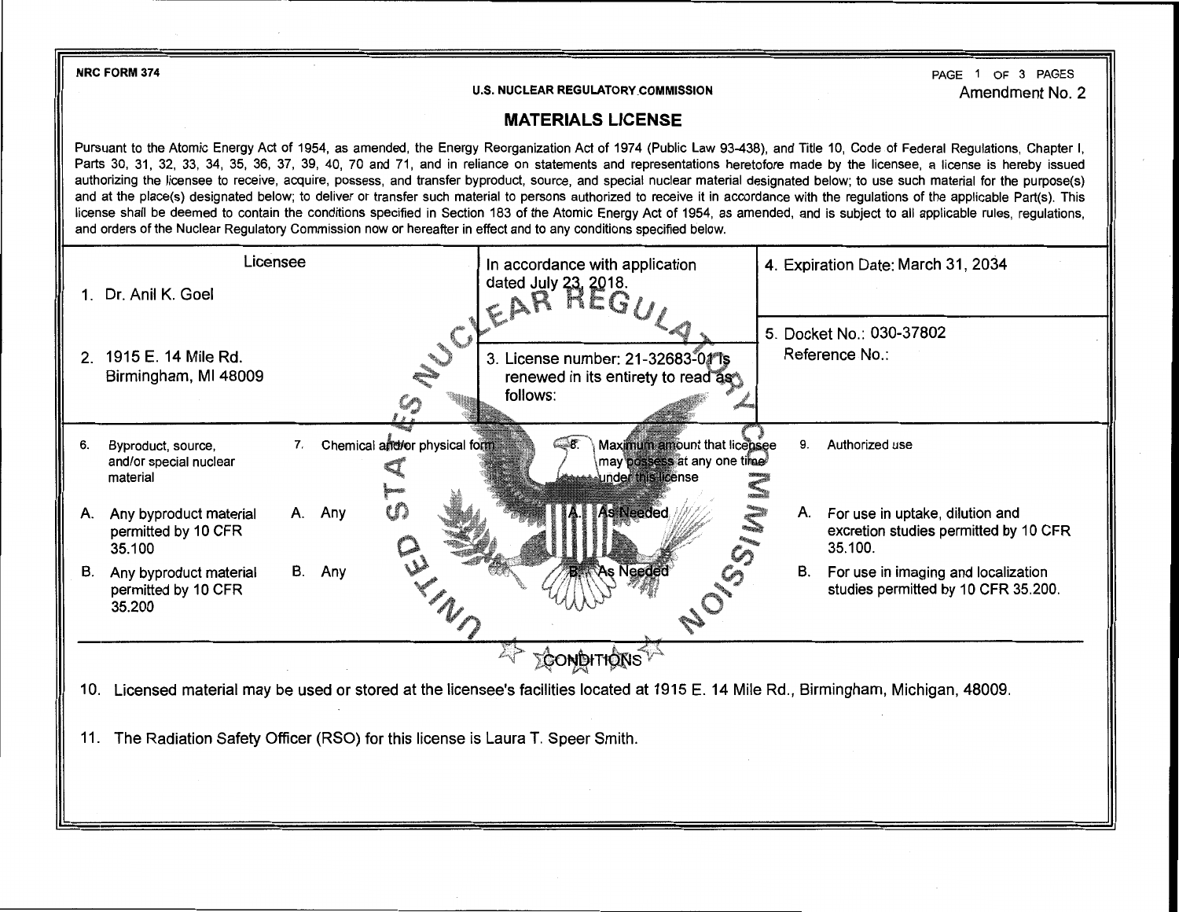NRC FORM 374

Amendment No. 2

U.S. NUCLEAR REGULATORY COMMISSION

# MATERIALS LICENSE

Pursuant to the Atomic Energy Act of 1954, as amended, the Energy Reorganization Act of 1974 (Public Law 93-438), and Title 10, Code of Federal Regulations, Chapter I, Parts 30, 31, 32, 33, 34, 35, 36, 37, 39, 40, 70 and 71, and in reliance on statements and representations heretofore made by the licensee, a license is hereby issued authorizing the licensee to receive, acquire, possess, and transfer byproduct, source, and special nuclear material designated below; to use such material for the purpose(s) and at the place(s) designated below; to deliver or transfer such material to persons authorized to receive it in accordance with the regulations of the applicable Part(s). This license shall be deemed to contain the conditions specified in Section 183 of the Atomic Energy Act of 1954, as amended, and is subject to all applicable rules, regulations, and orders of the Nuclear Regulatory Commission now or hereafter in effect and to any conditions specified below.

| Licensee | In accordance with application dated July 23, 2018. | 4. Expiration Date: March 31, 2034 |
|---|---|---|
| 1. Dr. Anil K. Goel | | |
| 2. 1915 E. 14 Mile Rd. Birmingham, MI 48009 | 3. License number: 21-32683-01 is renewed in its entirety to read as follows: | 5. Docket No.: 030-37802 Reference No.: |

| 6. Byproduct, source, and/or special nuclear material | 7. Chemical and/or physical form | 8. Maximum amount that licensee may possess at any one time under this license | 9. Authorized use |
|---|---|---|---|
| A. Any byproduct material permitted by 10 CFR 35.100 | A. Any | A. As Needed | A. For use in uptake, dilution and excretion studies permitted by 10 CFR 35.100. |
| B. Any byproduct material permitted by 10 CFR 35.200 | B. Any | B. As Needed | B. For use in imaging and localization studies permitted by 10 CFR 35.200. |

## CONDITIONS

10. Licensed material may be used or stored at the licensee's facilities located at 1915 E. 14 Mile Rd., Birmingham, Michigan, 48009.

11. The Radiation Safety Officer (RSO) for this license is Laura T. Speer Smith.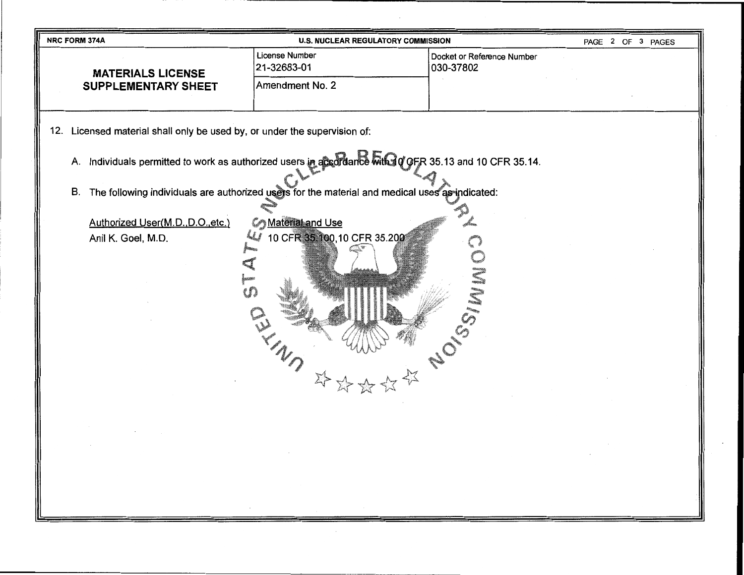| NRC FORM 374A | U.S. NUCLEAR REGULATORY COMMISSION | |
|---|---|---|
| **MATERIALS LICENSE SUPPLEMENTARY SHEET** | License Number 21-32683-01 | Docket or Reference Number 030-37802 |
| | Amendment No. 2 | |

12. Licensed material shall only be used by, or under the supervision of:

    A. Individuals permitted to work as authorized users in accordance with 10 CFR 35.13 and 10 CFR 35.14.

    B. The following individuals are authorized users for the material and medical uses as indicated:

| Authorized User(M.D.,D.O.,etc.) | Material and Use |
|---|---|
| Anil K. Goel, M.D. | 10 CFR 35.100,10 CFR 35.200 |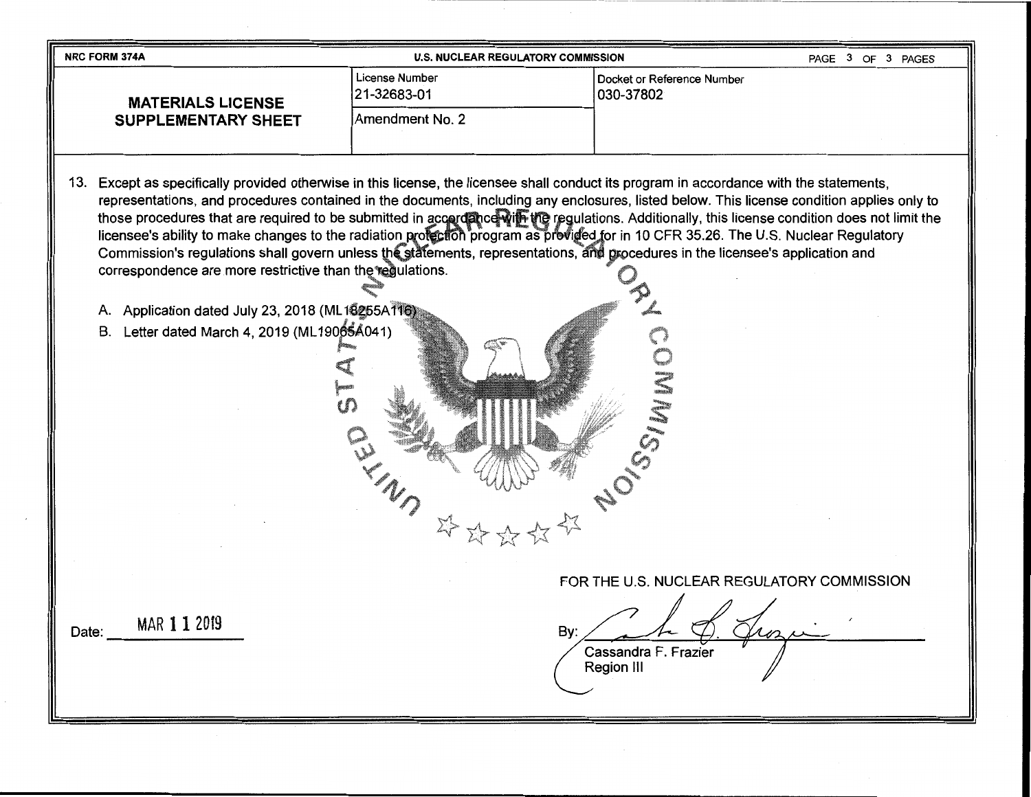| NRC FORM 374A | U.S. NUCLEAR REGULATORY COMMISSION | |
|---|---|---|
| **MATERIALS LICENSE SUPPLEMENTARY SHEET** | License Number 21-32683-01 | Docket or Reference Number 030-37802 |
| | Amendment No. 2 | |

13. Except as specifically provided otherwise in this license, the licensee shall conduct its program in accordance with the statements, representations, and procedures contained in the documents, including any enclosures, listed below. This license condition applies only to those procedures that are required to be submitted in accordance with the regulations. Additionally, this license condition does not limit the licensee's ability to make changes to the radiation protection program as provided for in 10 CFR 35.26. The U.S. Nuclear Regulatory Commission's regulations shall govern unless the statements, representations, and procedures in the licensee's application and correspondence are more restrictive than the regulations.

   A. Application dated July 23, 2018 (ML18255A116)
   B. Letter dated March 4, 2019 (ML19065A041)

FOR THE U.S. NUCLEAR REGULATORY COMMISSION

Date: MAR 11 2019

By: Cassandra F. Frazier
Region III